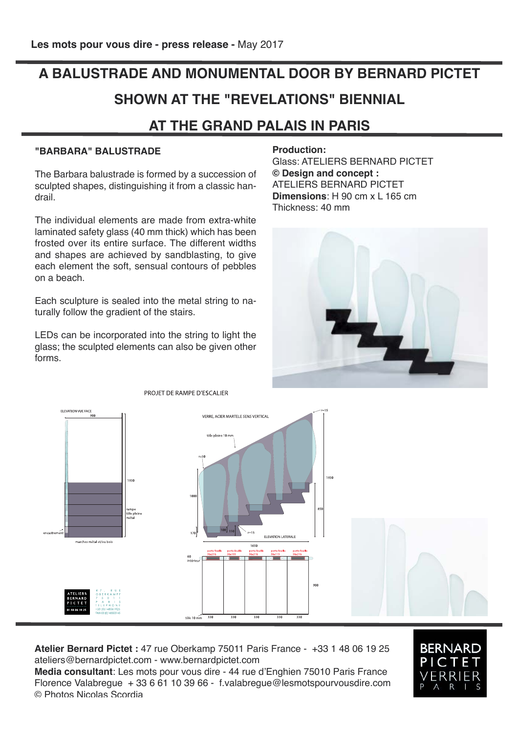**Les mots pour vous dire - press release -** May 2017

# A BALUSTRADE AND MONUMENTAL DOOR BY BERNARD PICTET SHOWN AT THE "REVELATIONS" BIENNIAL AT THE GRAND PALAIS IN PARIS

## "BARBARA" BALUSTRADE

The Barbara balustrade is formed by a succession of sculpted shapes, distinguishing it from a classic handrail.

The individual elements are made from extra-white laminated safety glass (40 mm thick) which has been frosted over its entire surface. The different widths and shapes are achieved by sandblasting, to give each element the soft, sensual contours of pebbles on a beach.

Each sculpture is sealed into the metal string to naturally follow the gradient of the stairs.

LEDs can be incorporated into the string to light the glass; the sculpted elements can also be given other forms.

**Production:**
Glass: ATELIERS BERNARD PICTET
**© Design and concept :**
ATELIERS BERNARD PICTET
**Dimensions**: H 90 cm x L 165 cm
Thickness: 40 mm

PROJET DE RAMPE D'ESCALIER

**Atelier Bernard Pictet :** 47 rue Oberkamp 75011 Paris France - +33 1 48 06 19 25
ateliers@bernardpictet.com - www.bernardpictet.com
**Media consultant**: Les mots pour vous dire - 44 rue d'Enghien 75010 Paris France
Florence Valabregue + 33 6 61 10 39 66 - f.valabregue@lesmotspourvousdire.com
© Photos Nicolas Scordia

BERNARD PICTET VERRIER PARIS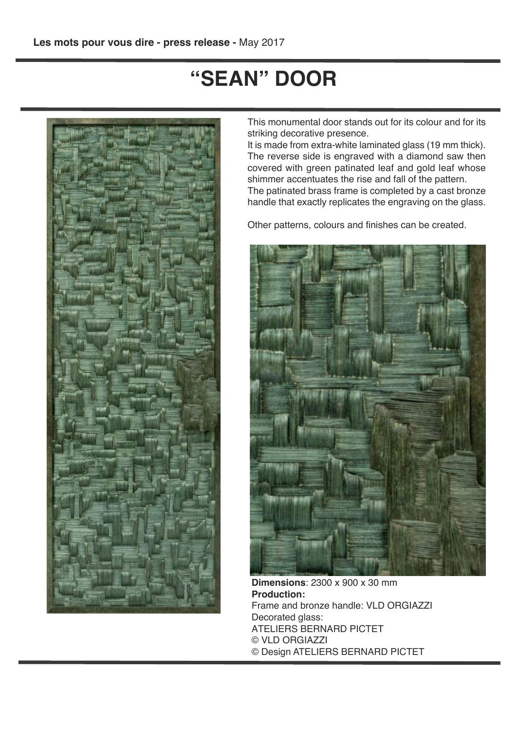**Les mots pour vous dire - press release -** May 2017

# "SEAN" DOOR

This monumental door stands out for its colour and for its striking decorative presence.
It is made from extra-white laminated glass (19 mm thick). The reverse side is engraved with a diamond saw then covered with green patinated leaf and gold leaf whose shimmer accentuates the rise and fall of the pattern.
The patinated brass frame is completed by a cast bronze handle that exactly replicates the engraving on the glass.

Other patterns, colours and finishes can be created.

**Dimensions**: 2300 x 900 x 30 mm
**Production:**
Frame and bronze handle: VLD ORGIAZZI
Decorated glass:
ATELIERS BERNARD PICTET
© VLD ORGIAZZI
© Design ATELIERS BERNARD PICTET